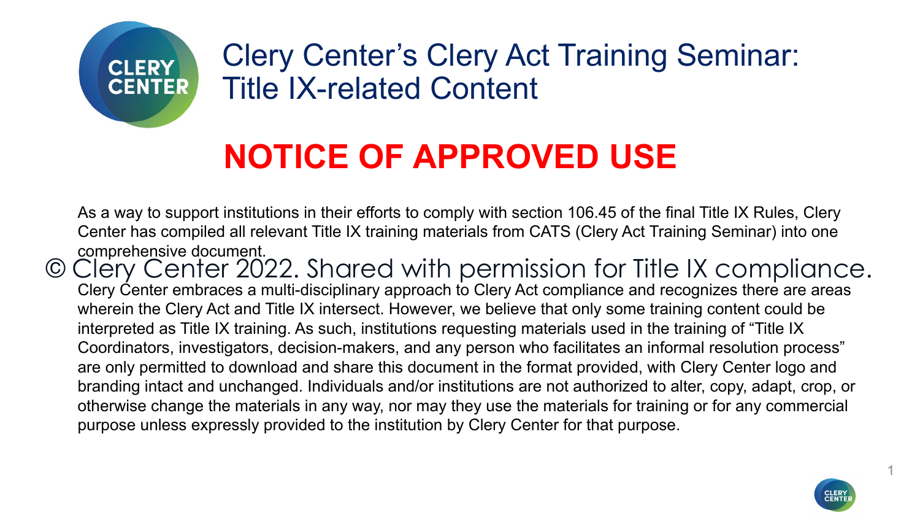# Clery Center's Clery Act Training Seminar: Title IX-related Content

## NOTICE OF APPROVED USE

As a way to support institutions in their efforts to comply with section 106.45 of the final Title IX Rules, Clery Center has compiled all relevant Title IX training materials from CATS (Clery Act Training Seminar) into one comprehensive document.

© Clery Center 2022. Shared with permission for Title IX compliance.

Clery Center embraces a multi-disciplinary approach to Clery Act compliance and recognizes there are areas wherein the Clery Act and Title IX intersect. However, we believe that only some training content could be interpreted as Title IX training. As such, institutions requesting materials used in the training of "Title IX Coordinators, investigators, decision-makers, and any person who facilitates an informal resolution process" are only permitted to download and share this document in the format provided, with Clery Center logo and branding intact and unchanged. Individuals and/or institutions are not authorized to alter, copy, adapt, crop, or otherwise change the materials in any way, nor may they use the materials for training or for any commercial purpose unless expressly provided to the institution by Clery Center for that purpose.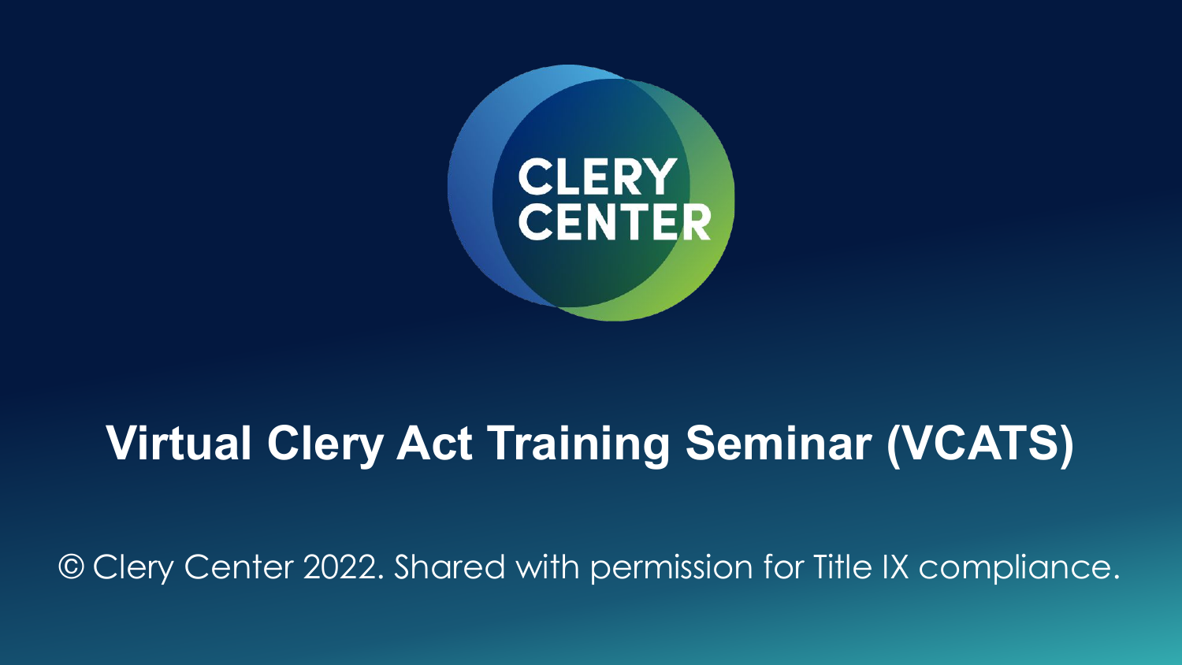CLERY
CENTER

# Virtual Clery Act Training Seminar (VCATS)

© Clery Center 2022. Shared with permission for Title IX compliance.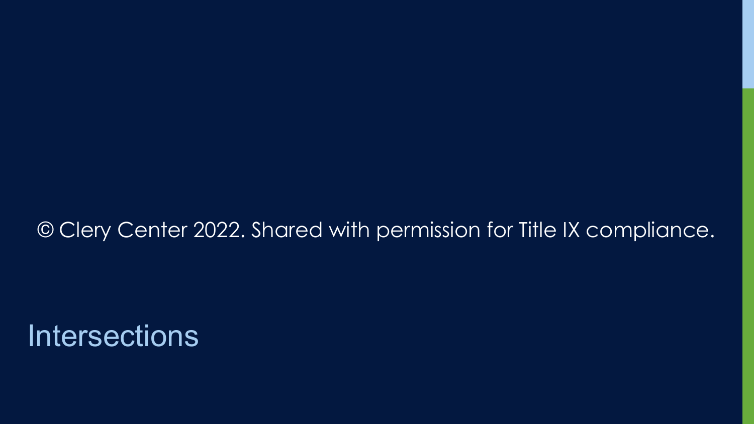© Clery Center 2022. Shared with permission for Title IX compliance.

# Intersections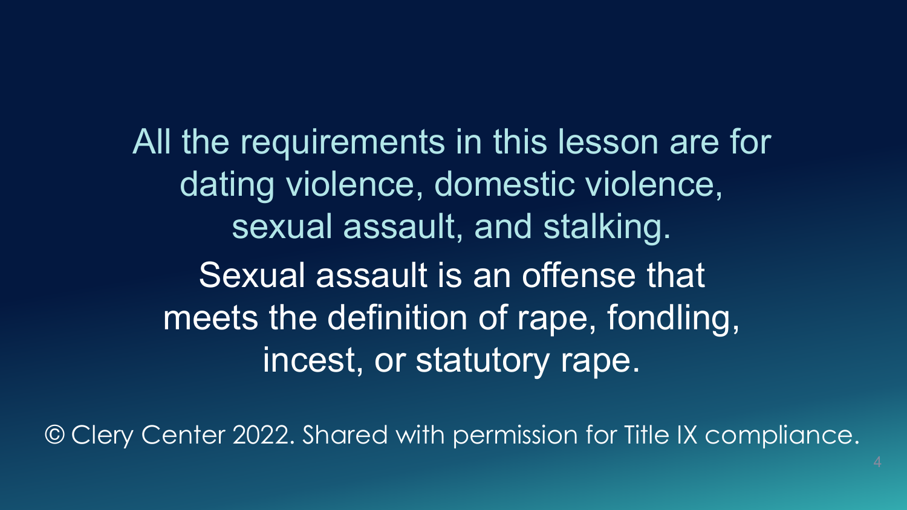All the requirements in this lesson are for dating violence, domestic violence, sexual assault, and stalking.

Sexual assault is an offense that meets the definition of rape, fondling, incest, or statutory rape.

© Clery Center 2022. Shared with permission for Title IX compliance.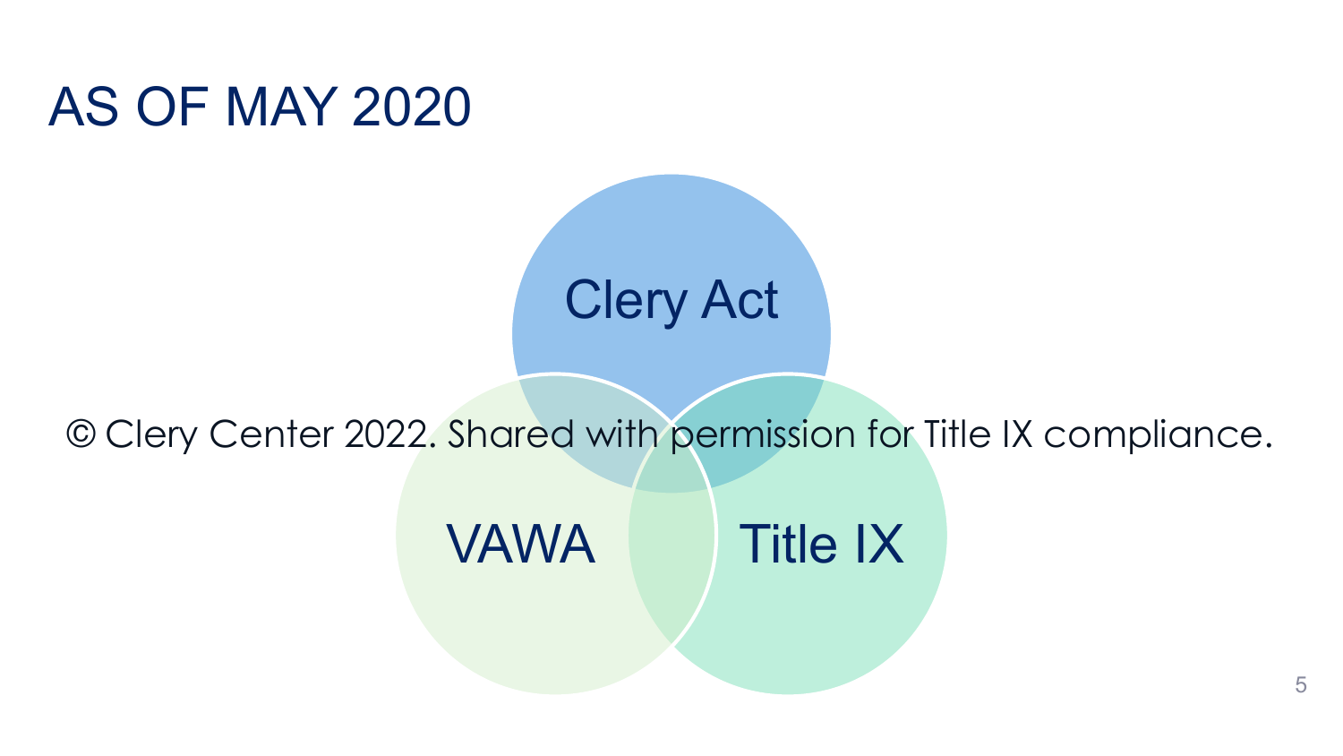# AS OF MAY 2020

Clery Act

VAWA

Title IX

© Clery Center 2022. Shared with permission for Title IX compliance.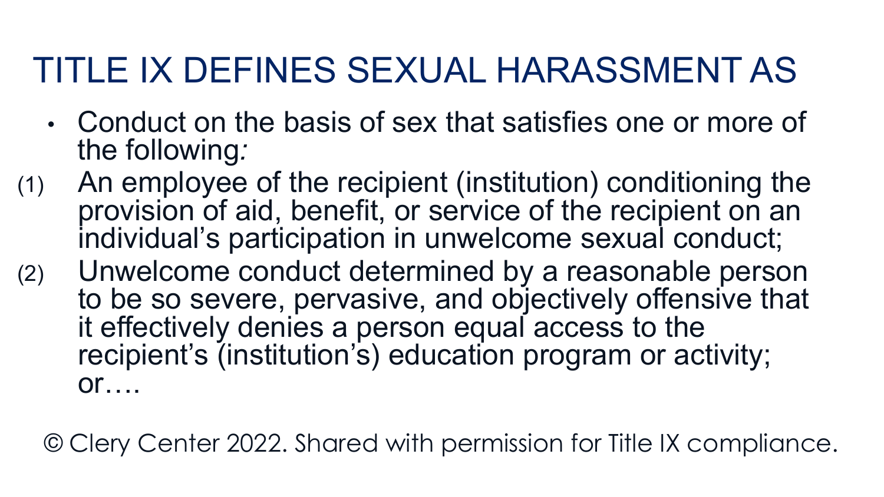# TITLE IX DEFINES SEXUAL HARASSMENT AS

- Conduct on the basis of sex that satisfies one or more of the following:

(1) An employee of the recipient (institution) conditioning the provision of aid, benefit, or service of the recipient on an individual's participation in unwelcome sexual conduct;

(2) Unwelcome conduct determined by a reasonable person to be so severe, pervasive, and objectively offensive that it effectively denies a person equal access to the recipient's (institution's) education program or activity; or….

© Clery Center 2022. Shared with permission for Title IX compliance.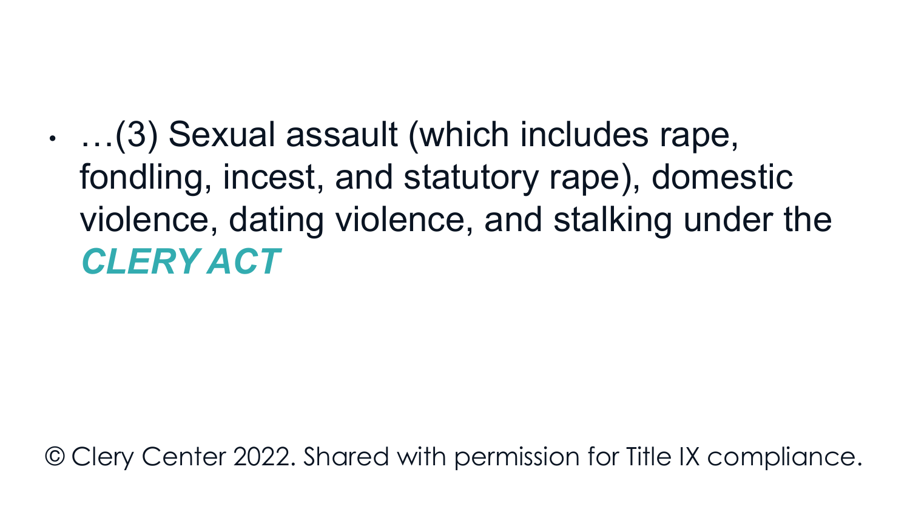- …(3) Sexual assault (which includes rape, fondling, incest, and statutory rape), domestic violence, dating violence, and stalking under the ***CLERY ACT***

© Clery Center 2022. Shared with permission for Title IX compliance.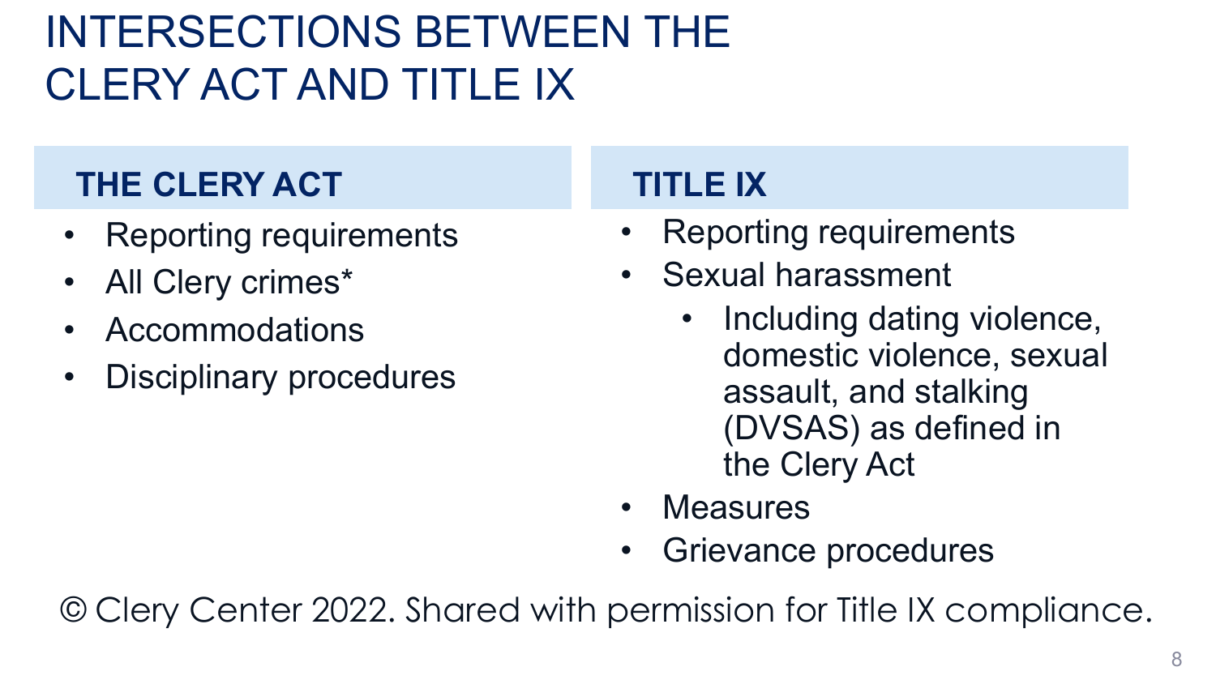# INTERSECTIONS BETWEEN THE CLERY ACT AND TITLE IX

## THE CLERY ACT

- Reporting requirements
- All Clery crimes*
- Accommodations
- Disciplinary procedures

## TITLE IX

- Reporting requirements
- Sexual harassment
  - Including dating violence, domestic violence, sexual assault, and stalking (DVSAS) as defined in the Clery Act
- Measures
- Grievance procedures

© Clery Center 2022. Shared with permission for Title IX compliance.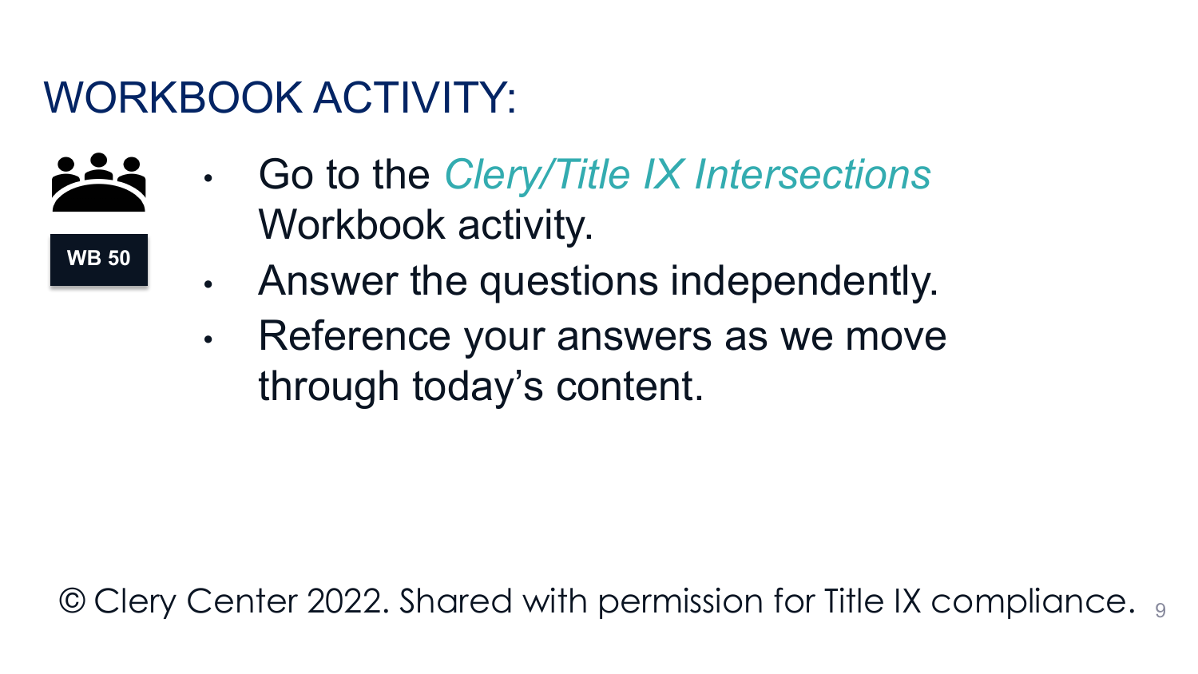# WORKBOOK ACTIVITY:

**WB 50**

- Go to the *Clery/Title IX Intersections* Workbook activity.
- Answer the questions independently.
- Reference your answers as we move through today's content.

© Clery Center 2022. Shared with permission for Title IX compliance.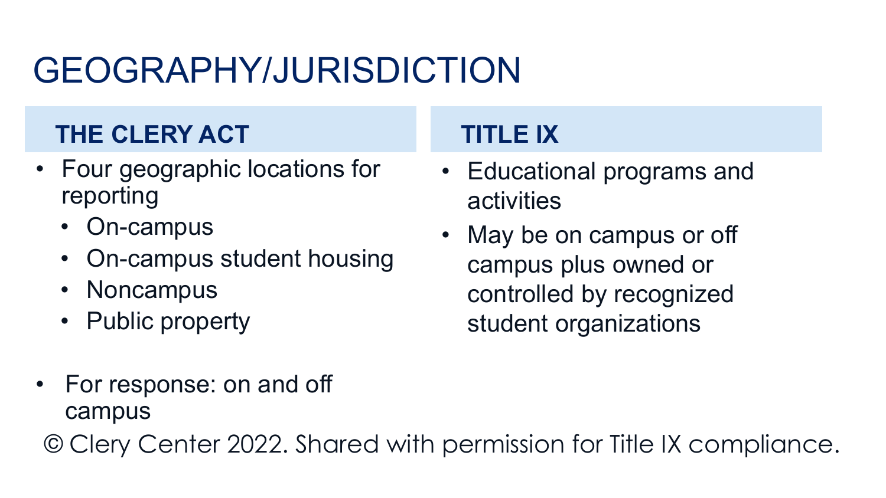# GEOGRAPHY/JURISDICTION

## THE CLERY ACT

- Four geographic locations for reporting
  - On-campus
  - On-campus student housing
  - Noncampus
  - Public property

- For response: on and off campus

## TITLE IX

- Educational programs and activities
- May be on campus or off campus plus owned or controlled by recognized student organizations

© Clery Center 2022. Shared with permission for Title IX compliance.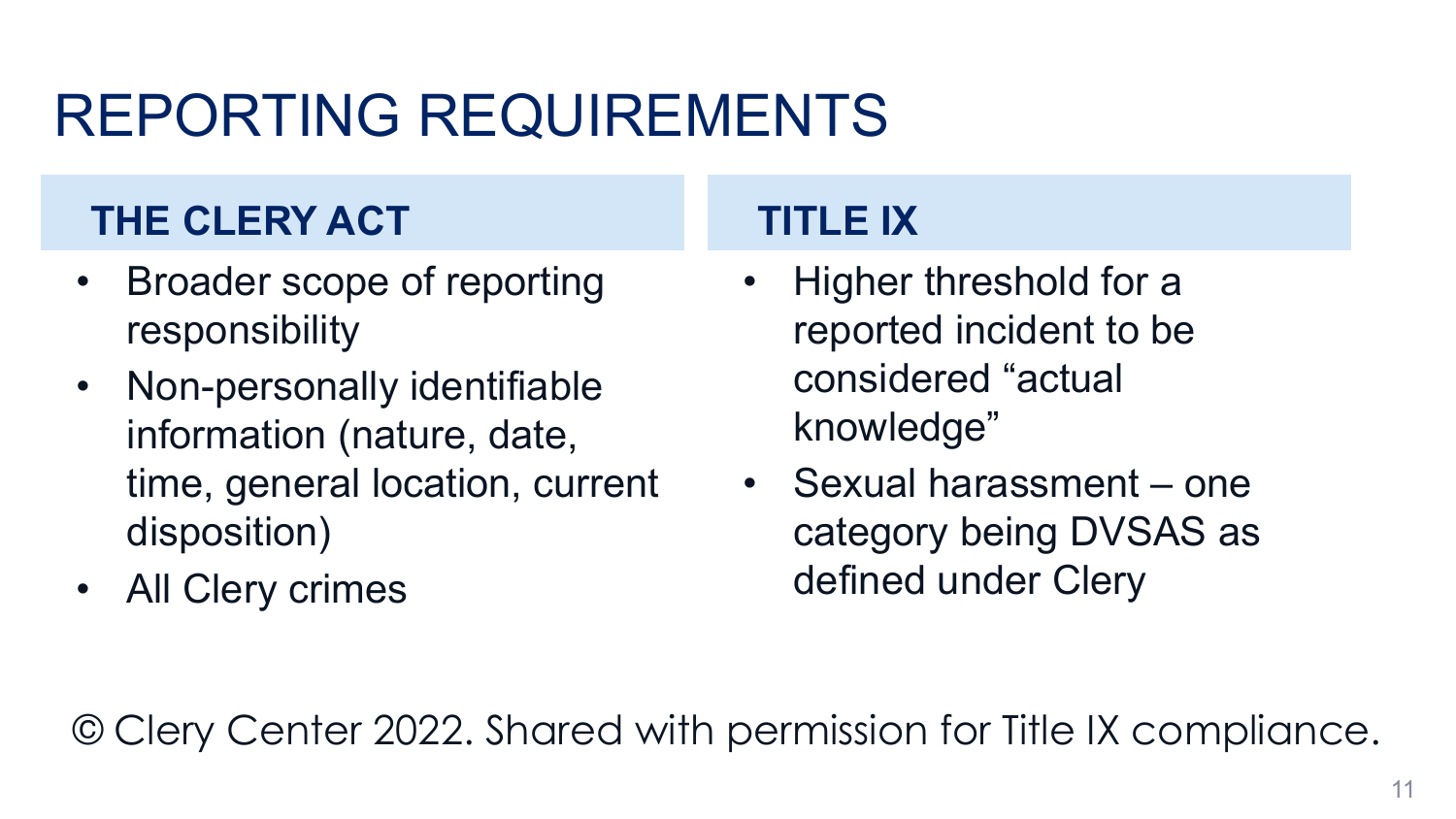# REPORTING REQUIREMENTS

## THE CLERY ACT

- Broader scope of reporting responsibility
- Non-personally identifiable information (nature, date, time, general location, current disposition)
- All Clery crimes

## TITLE IX

- Higher threshold for a reported incident to be considered "actual knowledge"
- Sexual harassment – one category being DVSAS as defined under Clery

© Clery Center 2022. Shared with permission for Title IX compliance.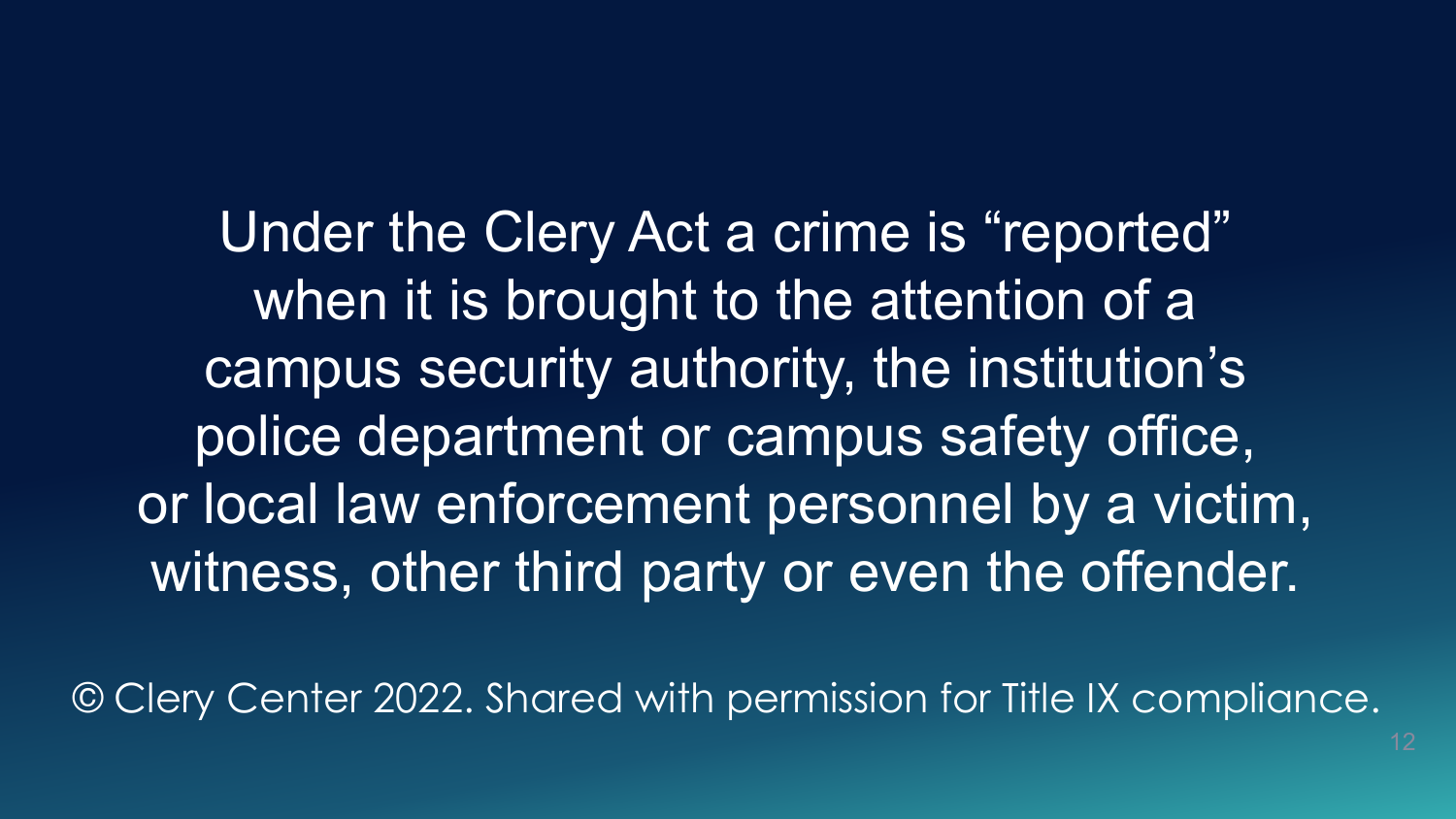Under the Clery Act a crime is "reported" when it is brought to the attention of a campus security authority, the institution's police department or campus safety office, or local law enforcement personnel by a victim, witness, other third party or even the offender.

© Clery Center 2022. Shared with permission for Title IX compliance.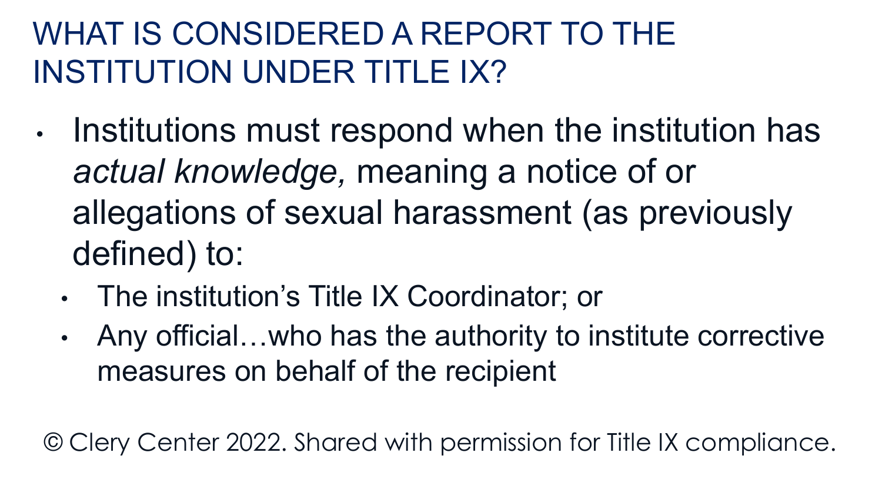# WHAT IS CONSIDERED A REPORT TO THE INSTITUTION UNDER TITLE IX?

- Institutions must respond when the institution has *actual knowledge,* meaning a notice of or allegations of sexual harassment (as previously defined) to:
  - The institution's Title IX Coordinator; or
  - Any official…who has the authority to institute corrective measures on behalf of the recipient

© Clery Center 2022. Shared with permission for Title IX compliance.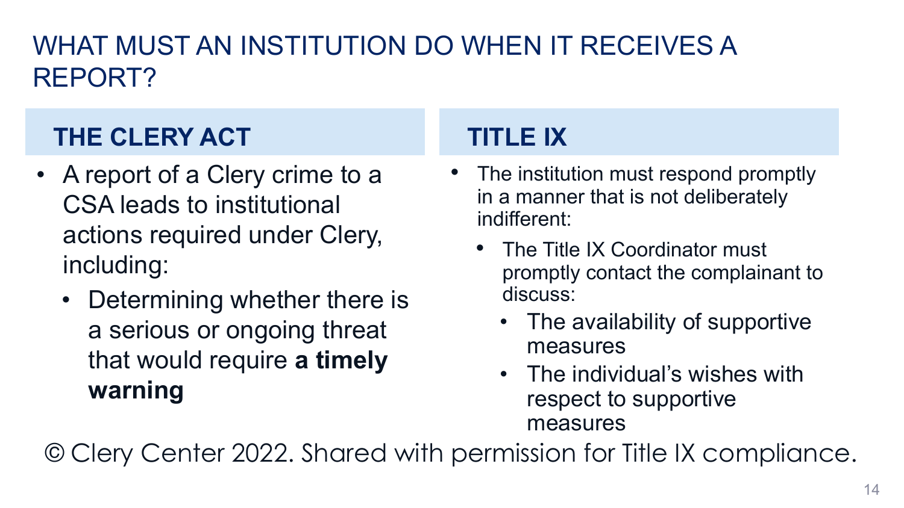# WHAT MUST AN INSTITUTION DO WHEN IT RECEIVES A REPORT?

## THE CLERY ACT

- A report of a Clery crime to a CSA leads to institutional actions required under Clery, including:
  - Determining whether there is a serious or ongoing threat that would require **a timely warning**

## TITLE IX

- The institution must respond promptly in a manner that is not deliberately indifferent:
  - The Title IX Coordinator must promptly contact the complainant to discuss:
    - The availability of supportive measures
    - The individual's wishes with respect to supportive measures

© Clery Center 2022. Shared with permission for Title IX compliance.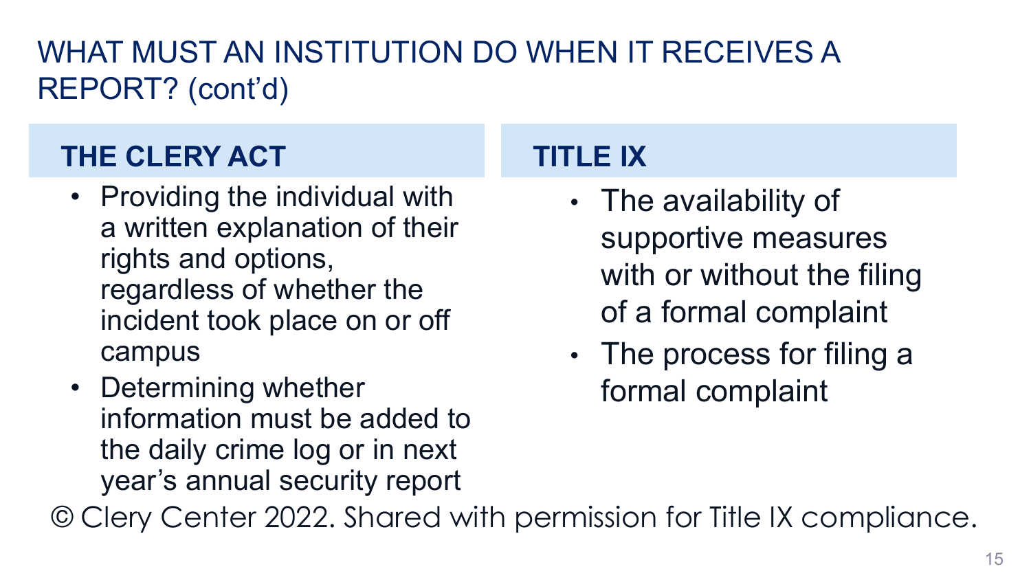# WHAT MUST AN INSTITUTION DO WHEN IT RECEIVES A REPORT? (cont'd)

## THE CLERY ACT

- Providing the individual with a written explanation of their rights and options, regardless of whether the incident took place on or off campus
- Determining whether information must be added to the daily crime log or in next year's annual security report

## TITLE IX

- The availability of supportive measures with or without the filing of a formal complaint
- The process for filing a formal complaint

© Clery Center 2022. Shared with permission for Title IX compliance.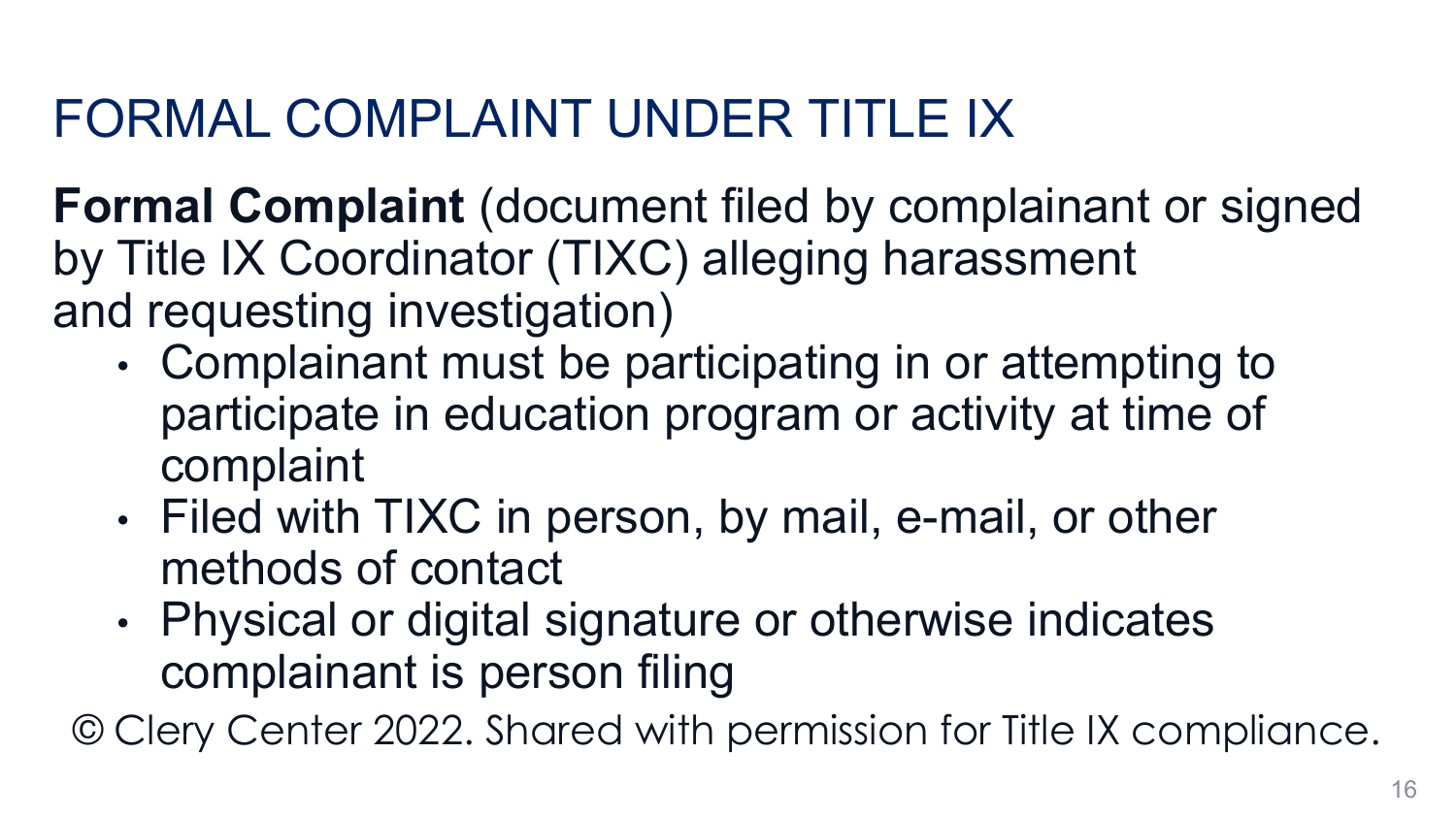# FORMAL COMPLAINT UNDER TITLE IX

**Formal Complaint** (document filed by complainant or signed by Title IX Coordinator (TIXC) alleging harassment and requesting investigation)

- Complainant must be participating in or attempting to participate in education program or activity at time of complaint
- Filed with TIXC in person, by mail, e-mail, or other methods of contact
- Physical or digital signature or otherwise indicates complainant is person filing

© Clery Center 2022. Shared with permission for Title IX compliance.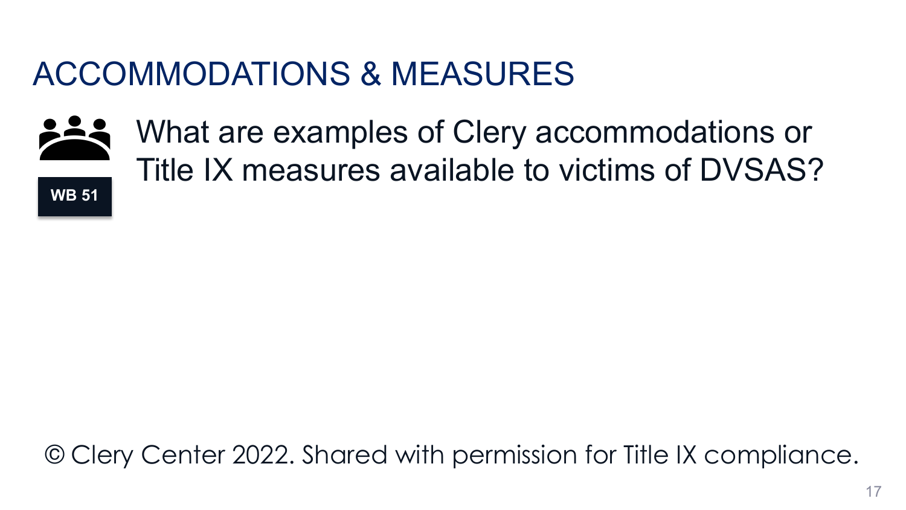# ACCOMMODATIONS & MEASURES

**WB 51**

What are examples of Clery accommodations or Title IX measures available to victims of DVSAS?

© Clery Center 2022. Shared with permission for Title IX compliance.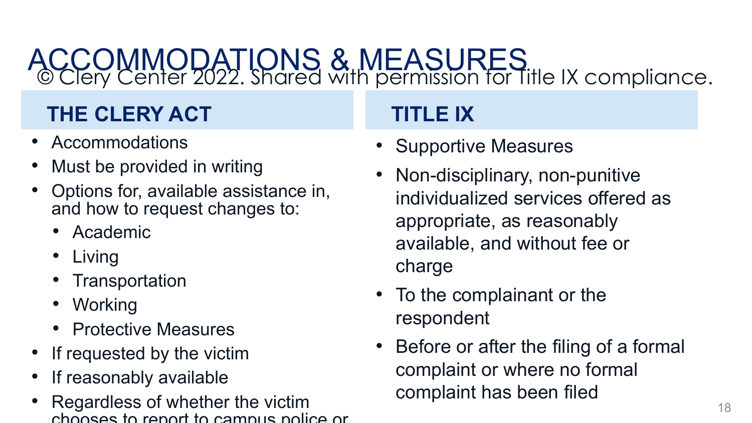# ACCOMMODATIONS & MEASURES

© Clery Center 2022. Shared with permission for Title IX compliance.

## THE CLERY ACT

- Accommodations
- Must be provided in writing
- Options for, available assistance in, and how to request changes to:
  - Academic
  - Living
  - Transportation
  - Working
  - Protective Measures
- If requested by the victim
- If reasonably available
- Regardless of whether the victim chooses to report to campus police or

## TITLE IX

- Supportive Measures
- Non-disciplinary, non-punitive individualized services offered as appropriate, as reasonably available, and without fee or charge
- To the complainant or the respondent
- Before or after the filing of a formal complaint or where no formal complaint has been filed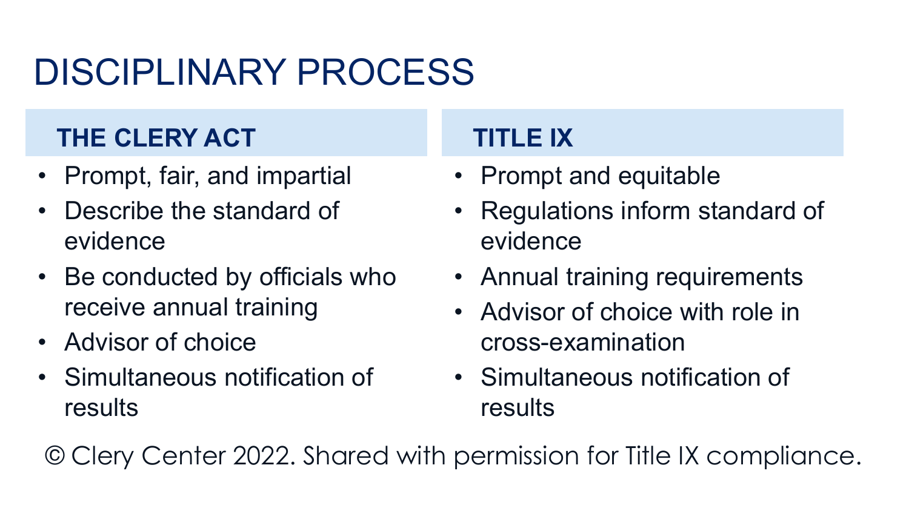# DISCIPLINARY PROCESS

## THE CLERY ACT

- Prompt, fair, and impartial
- Describe the standard of evidence
- Be conducted by officials who receive annual training
- Advisor of choice
- Simultaneous notification of results

## TITLE IX

- Prompt and equitable
- Regulations inform standard of evidence
- Annual training requirements
- Advisor of choice with role in cross-examination
- Simultaneous notification of results

© Clery Center 2022. Shared with permission for Title IX compliance.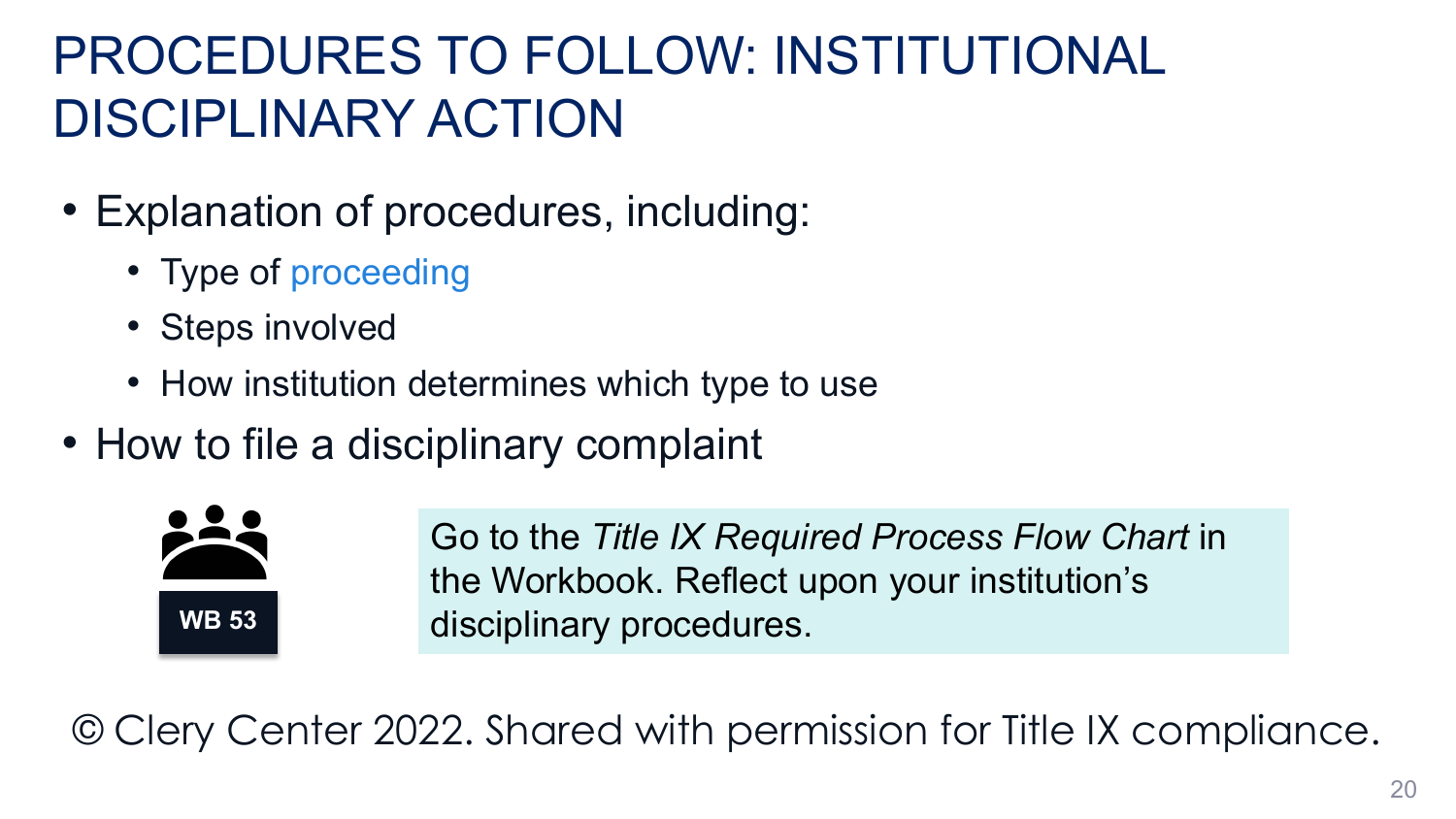# PROCEDURES TO FOLLOW: INSTITUTIONAL DISCIPLINARY ACTION

- Explanation of procedures, including:
  - Type of proceeding
  - Steps involved
  - How institution determines which type to use
- How to file a disciplinary complaint

WB 53

Go to the *Title IX Required Process Flow Chart* in the Workbook. Reflect upon your institution's disciplinary procedures.

© Clery Center 2022. Shared with permission for Title IX compliance.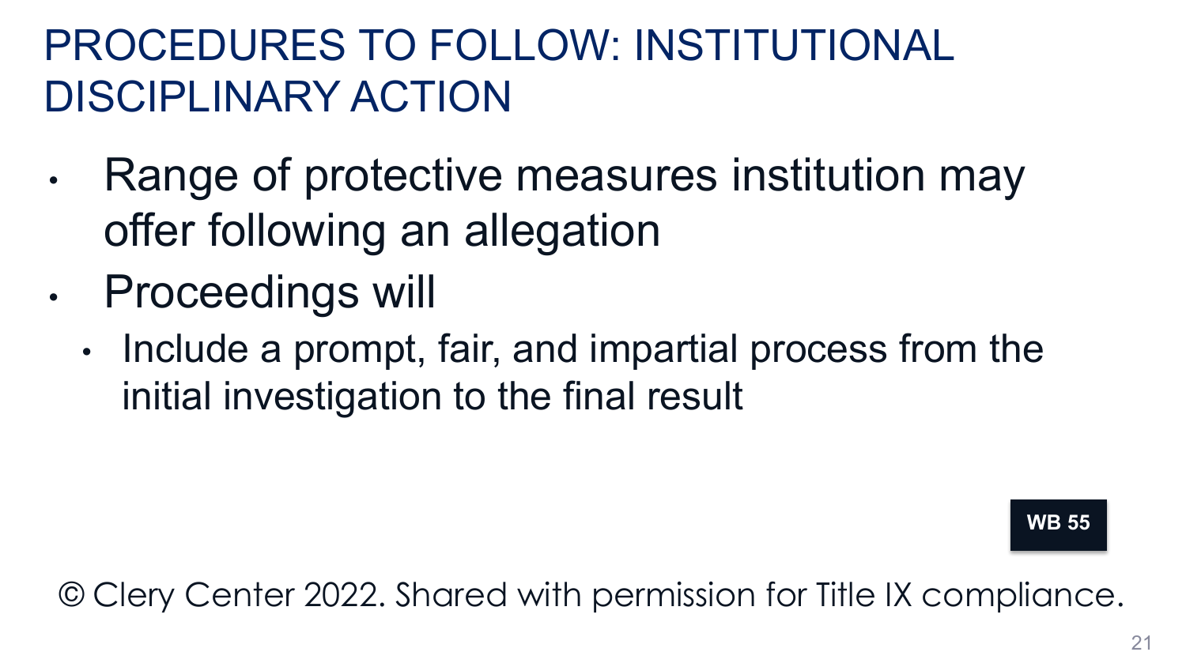# PROCEDURES TO FOLLOW: INSTITUTIONAL DISCIPLINARY ACTION

- Range of protective measures institution may offer following an allegation
- Proceedings will
  - Include a prompt, fair, and impartial process from the initial investigation to the final result

**WB 55**

© Clery Center 2022. Shared with permission for Title IX compliance.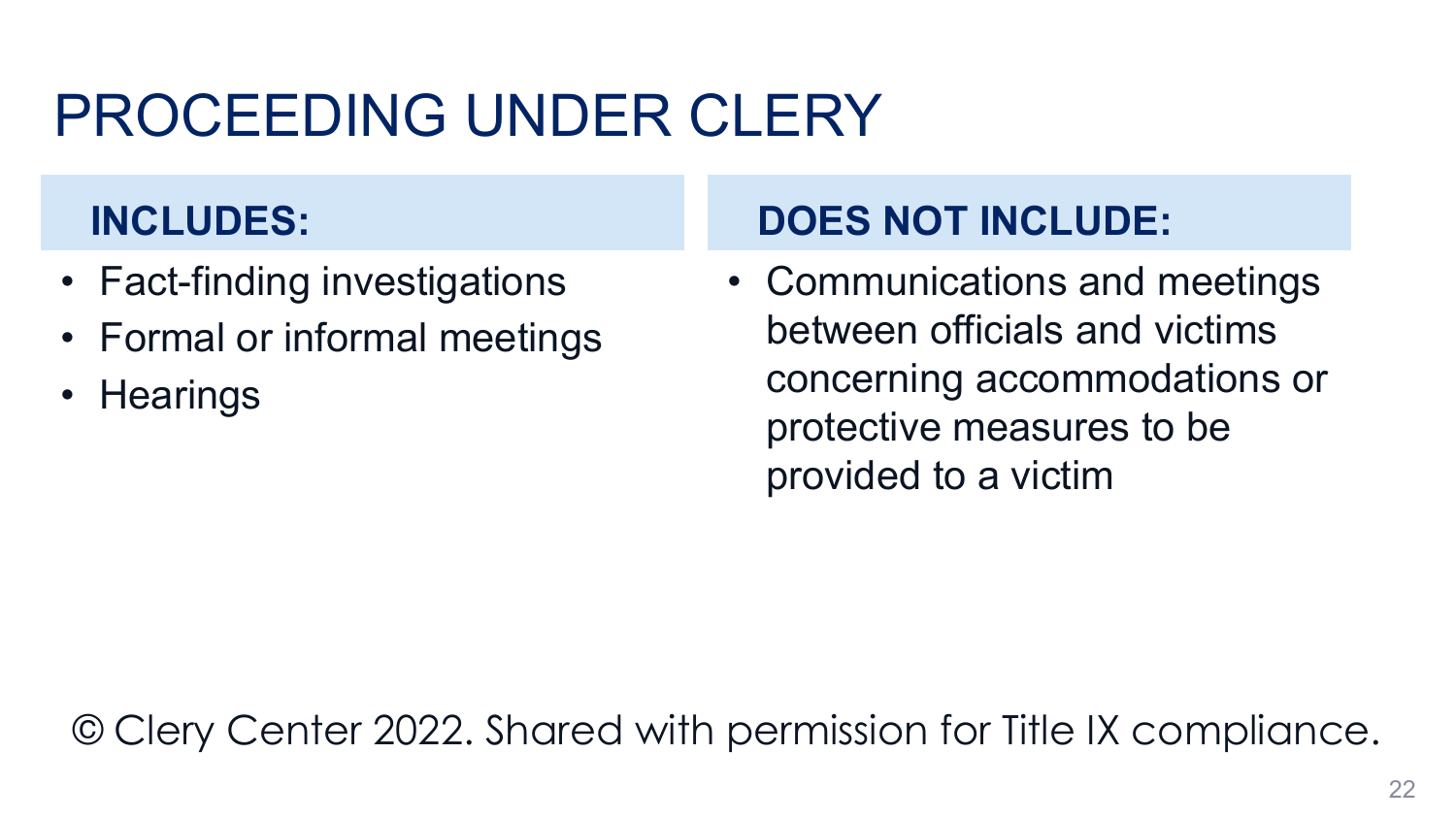# PROCEEDING UNDER CLERY

**INCLUDES:**

- Fact-finding investigations
- Formal or informal meetings
- Hearings

**DOES NOT INCLUDE:**

- Communications and meetings between officials and victims concerning accommodations or protective measures to be provided to a victim

© Clery Center 2022. Shared with permission for Title IX compliance.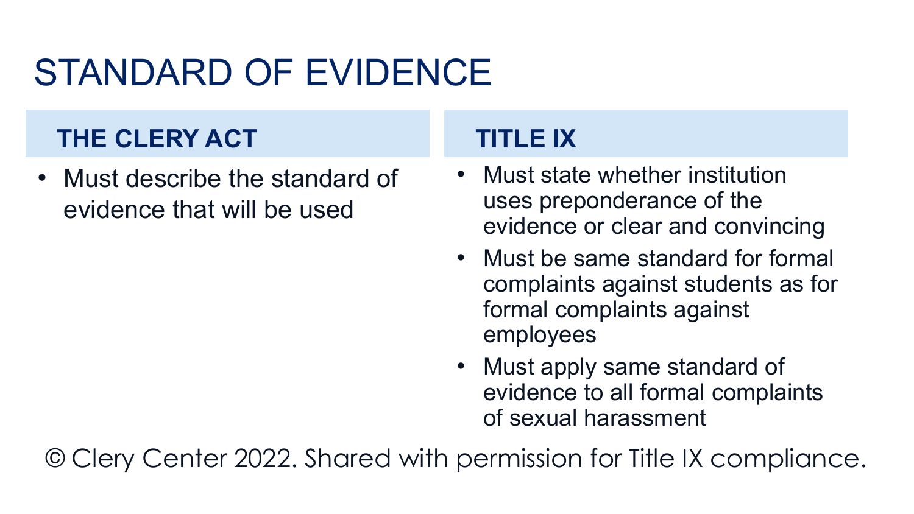# STANDARD OF EVIDENCE

## THE CLERY ACT

- Must describe the standard of evidence that will be used

## TITLE IX

- Must state whether institution uses preponderance of the evidence or clear and convincing
- Must be same standard for formal complaints against students as for formal complaints against employees
- Must apply same standard of evidence to all formal complaints of sexual harassment

© Clery Center 2022. Shared with permission for Title IX compliance.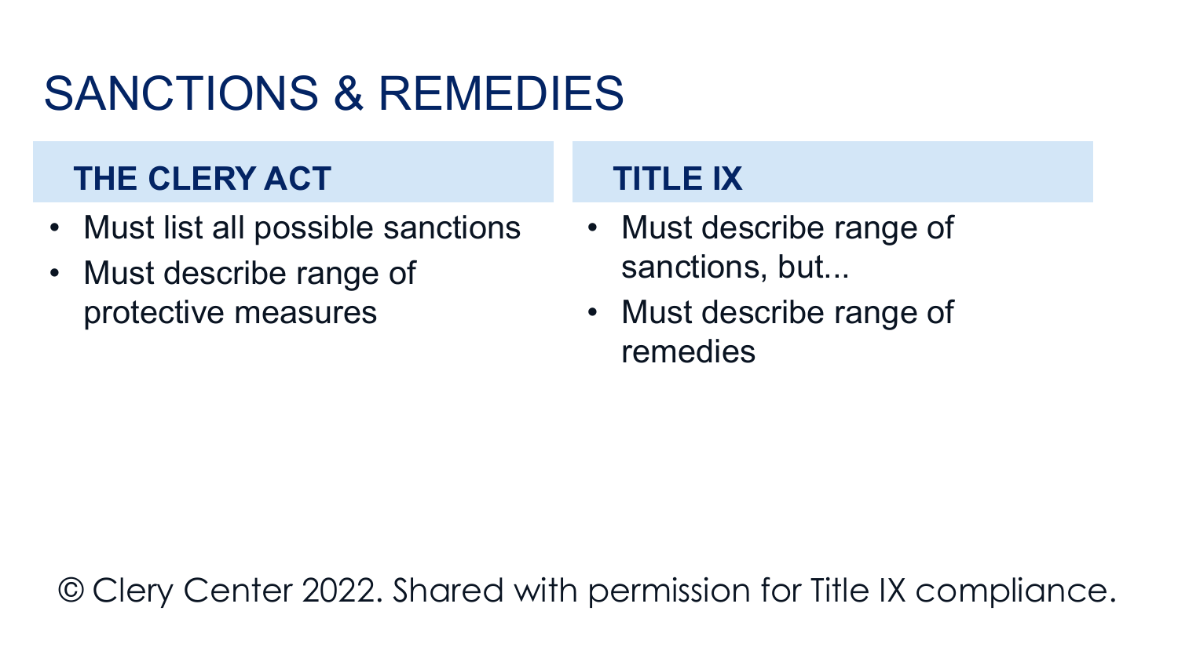# SANCTIONS & REMEDIES

## THE CLERY ACT

- Must list all possible sanctions
- Must describe range of protective measures

## TITLE IX

- Must describe range of sanctions, but...
- Must describe range of remedies

© Clery Center 2022. Shared with permission for Title IX compliance.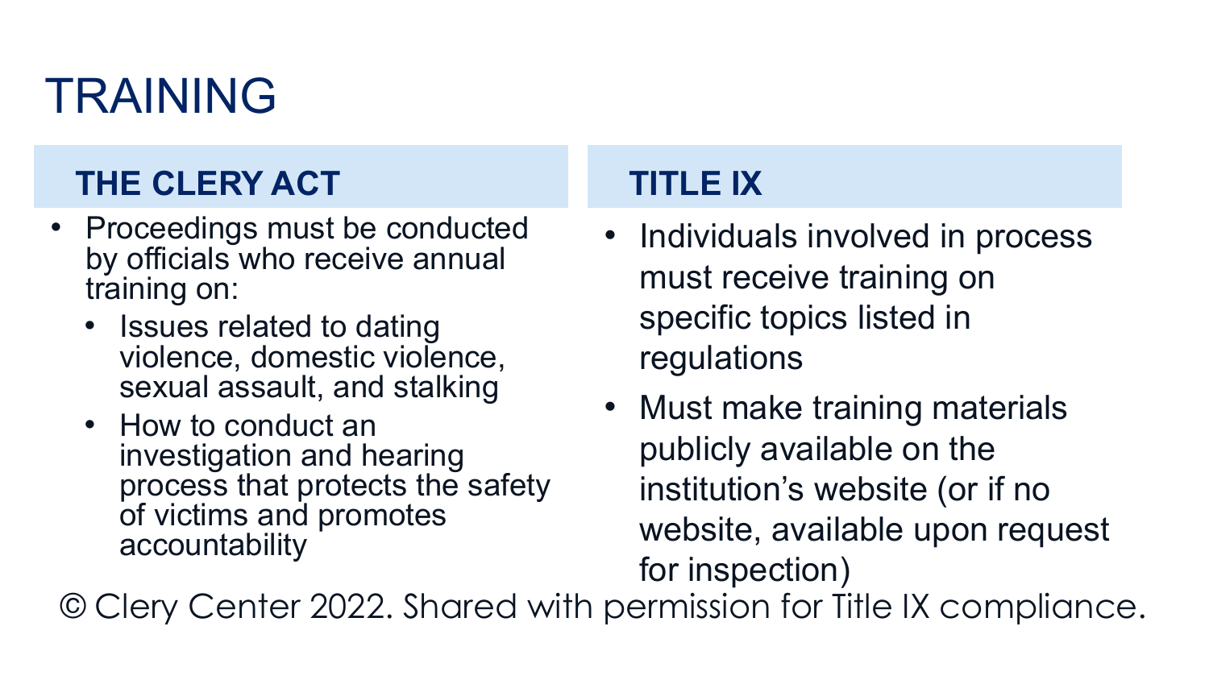# TRAINING

## THE CLERY ACT

- Proceedings must be conducted by officials who receive annual training on:
  - Issues related to dating violence, domestic violence, sexual assault, and stalking
  - How to conduct an investigation and hearing process that protects the safety of victims and promotes accountability

## TITLE IX

- Individuals involved in process must receive training on specific topics listed in regulations
- Must make training materials publicly available on the institution's website (or if no website, available upon request for inspection)

© Clery Center 2022. Shared with permission for Title IX compliance.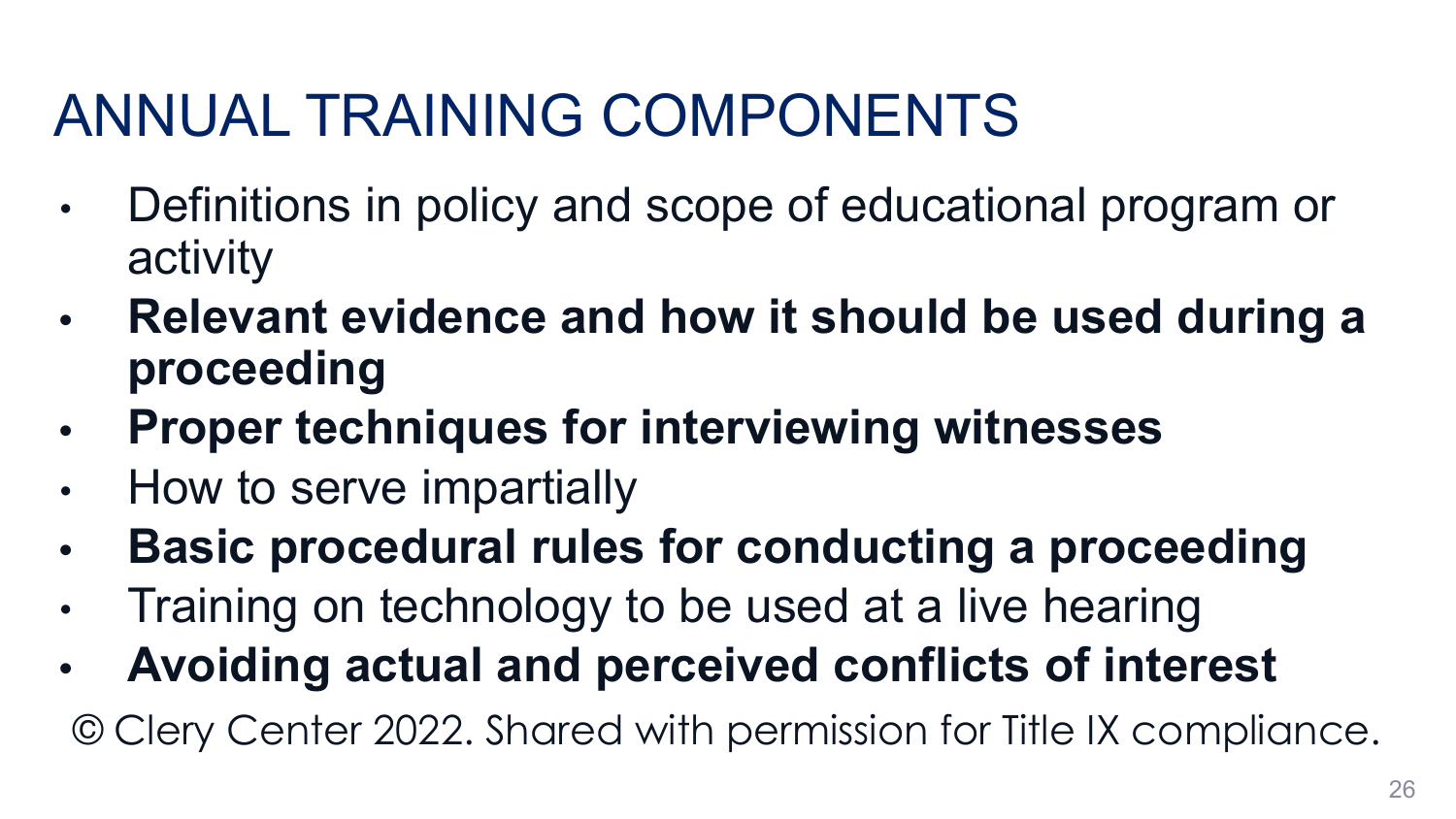# ANNUAL TRAINING COMPONENTS

- Definitions in policy and scope of educational program or activity
- **Relevant evidence and how it should be used during a proceeding**
- **Proper techniques for interviewing witnesses**
- How to serve impartially
- **Basic procedural rules for conducting a proceeding**
- Training on technology to be used at a live hearing
- **Avoiding actual and perceived conflicts of interest**

© Clery Center 2022. Shared with permission for Title IX compliance.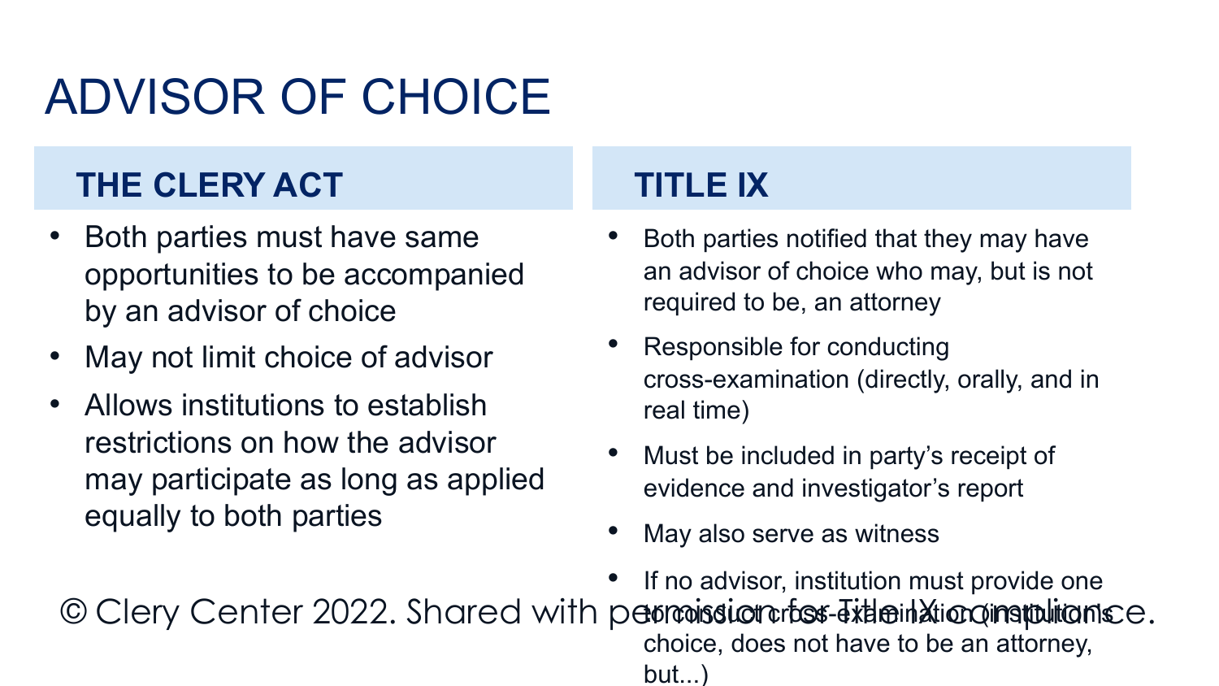# ADVISOR OF CHOICE

## THE CLERY ACT

- Both parties must have same opportunities to be accompanied by an advisor of choice
- May not limit choice of advisor
- Allows institutions to establish restrictions on how the advisor may participate as long as applied equally to both parties

## TITLE IX

- Both parties notified that they may have an advisor of choice who may, but is not required to be, an attorney
- Responsible for conducting cross-examination (directly, orally, and in real time)
- Must be included in party's receipt of evidence and investigator's report
- May also serve as witness
- If no advisor, institution must provide one to conduct cross-examination (institution's choice, does not have to be an attorney, but...)

© Clery Center 2022. Shared with permission for Title IX compliance.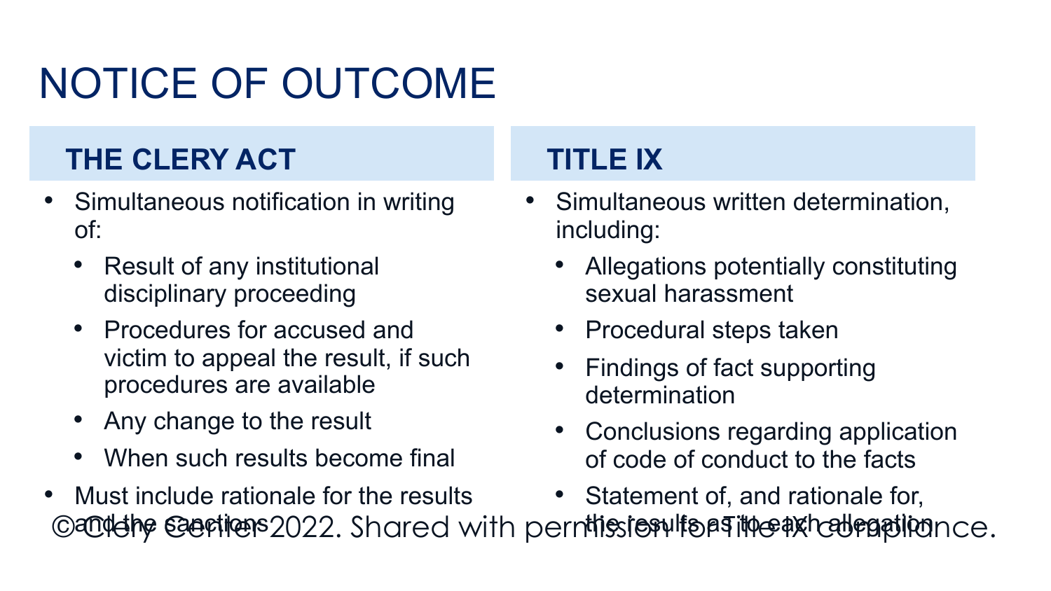# NOTICE OF OUTCOME

## THE CLERY ACT

- Simultaneous notification in writing of:
  - Result of any institutional disciplinary proceeding
  - Procedures for accused and victim to appeal the result, if such procedures are available
  - Any change to the result
  - When such results become final
- Must include rationale for the results and the sanctions

## TITLE IX

- Simultaneous written determination, including:
  - Allegations potentially constituting sexual harassment
  - Procedural steps taken
  - Findings of fact supporting determination
  - Conclusions regarding application of code of conduct to the facts
  - Statement of, and rationale for, the results as to each allegation

©Clery Center 2022. Shared with permission for Title IX compliance.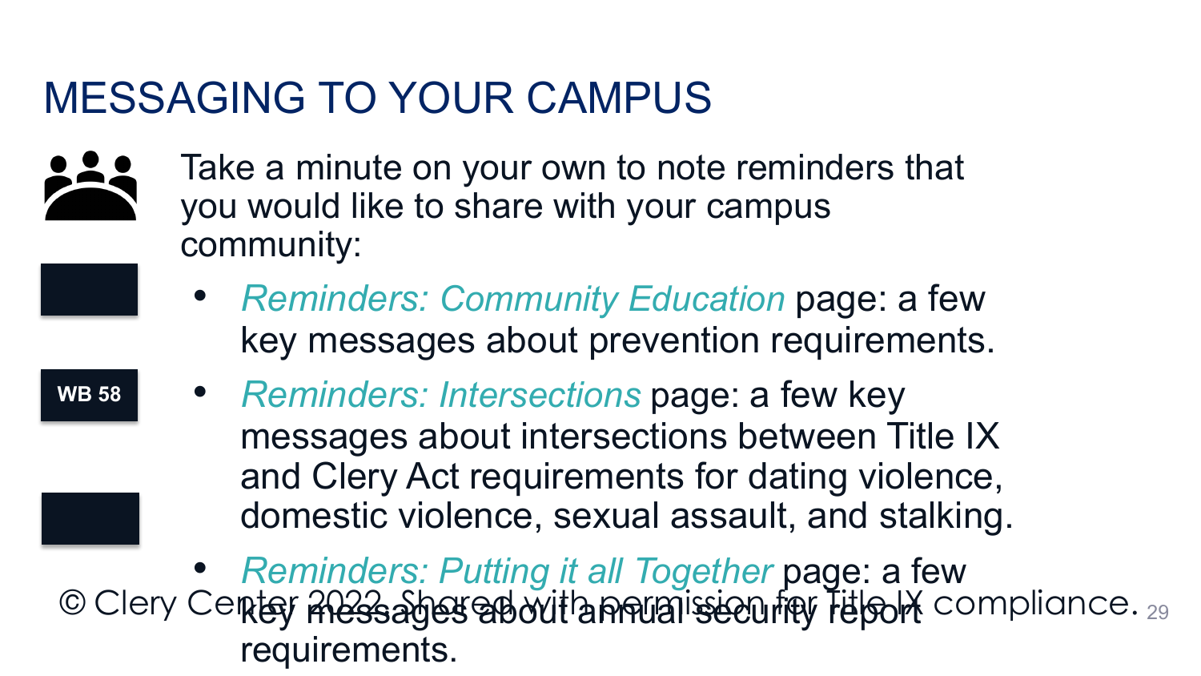# MESSAGING TO YOUR CAMPUS

WB 58

Take a minute on your own to note reminders that you would like to share with your campus community:

- *Reminders: Community Education* page: a few key messages about prevention requirements.
- *Reminders: Intersections* page: a few key messages about intersections between Title IX and Clery Act requirements for dating violence, domestic violence, sexual assault, and stalking.
- *Reminders: Putting it all Together* page: a few key messages about annual security report requirements.

© Clery Center 2022. Shared with permission for Title IX compliance.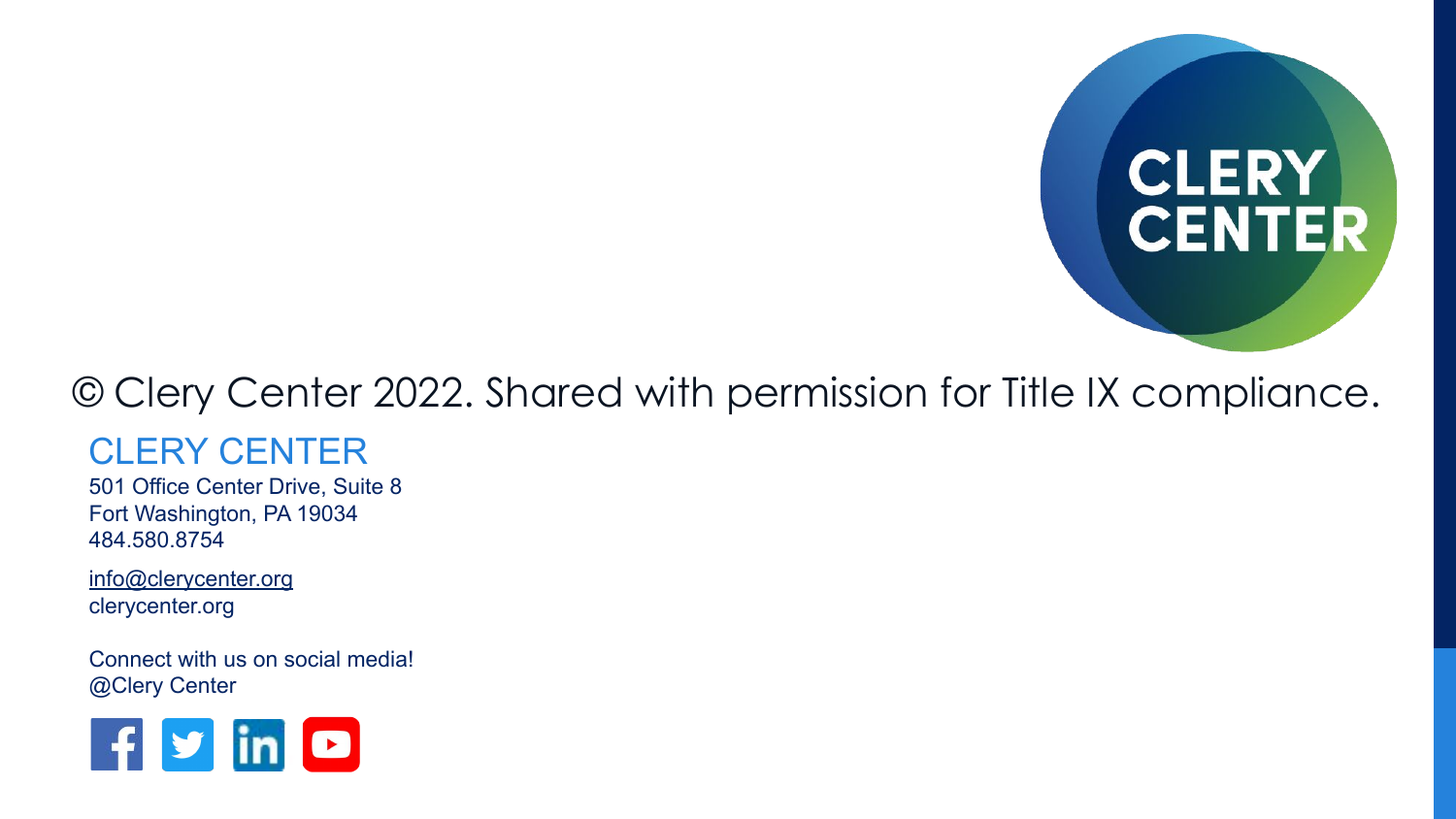CLERY CENTER

© Clery Center 2022. Shared with permission for Title IX compliance.

## CLERY CENTER

501 Office Center Drive, Suite 8
Fort Washington, PA 19034
484.580.8754

info@clerycenter.org
clerycenter.org

Connect with us on social media!
@Clery Center